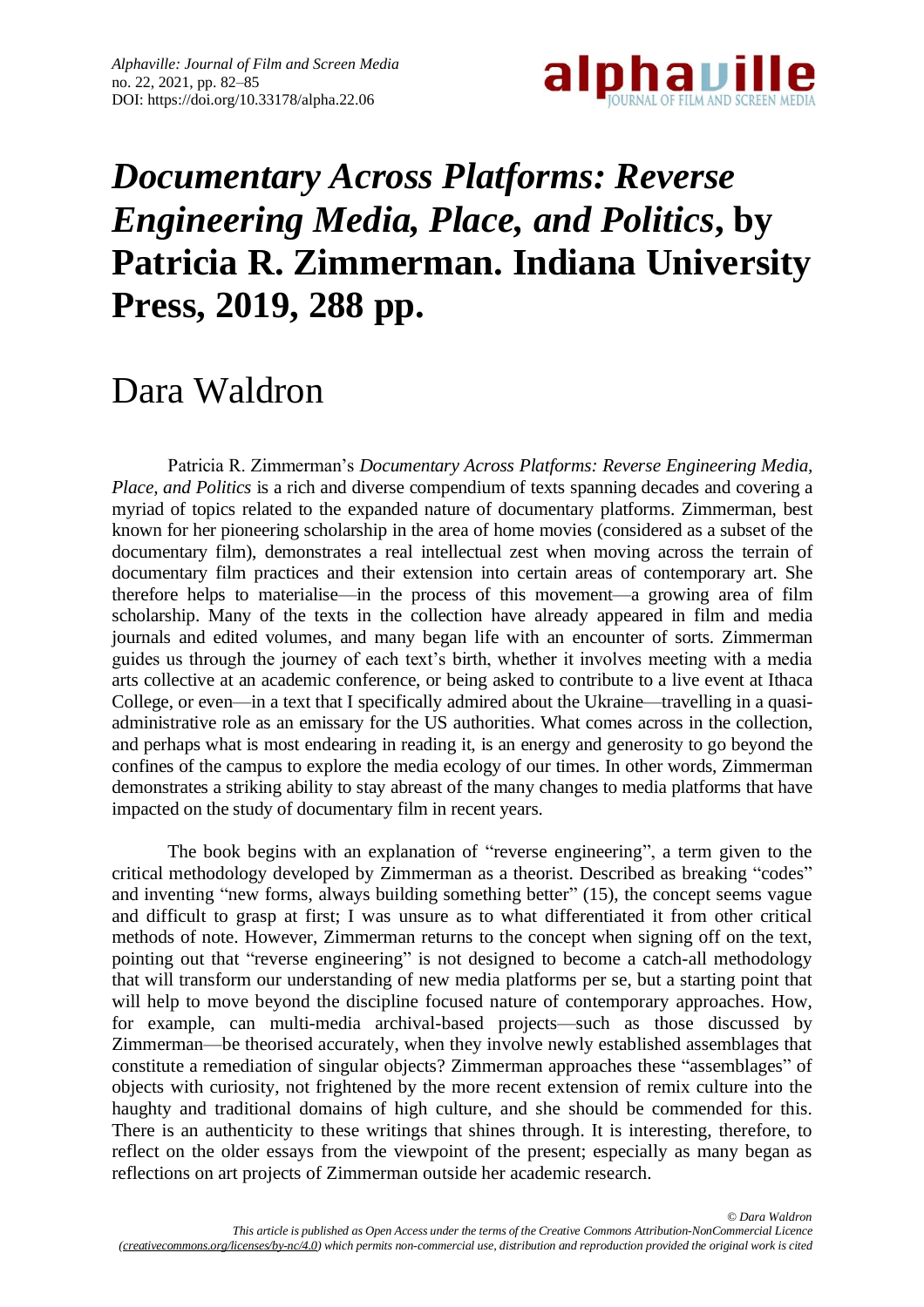# *Documentary Across Platforms: Reverse Engineering Media, Place, and Politics*, by Patricia R. Zimmerman. Indiana University Press, 2019, 288 pp.

## Dara Waldron

Patricia R. Zimmerman's *Documentary Across Platforms: Reverse Engineering Media, Place, and Politics* is a rich and diverse compendium of texts spanning decades and covering a myriad of topics related to the expanded nature of documentary platforms. Zimmerman, best known for her pioneering scholarship in the area of home movies (considered as a subset of the documentary film), demonstrates a real intellectual zest when moving across the terrain of documentary film practices and their extension into certain areas of contemporary art. She therefore helps to materialise—in the process of this movement—a growing area of film scholarship. Many of the texts in the collection have already appeared in film and media journals and edited volumes, and many began life with an encounter of sorts. Zimmerman guides us through the journey of each text's birth, whether it involves meeting with a media arts collective at an academic conference, or being asked to contribute to a live event at Ithaca College, or even—in a text that I specifically admired about the Ukraine—travelling in a quasi-administrative role as an emissary for the US authorities. What comes across in the collection, and perhaps what is most endearing in reading it, is an energy and generosity to go beyond the confines of the campus to explore the media ecology of our times. In other words, Zimmerman demonstrates a striking ability to stay abreast of the many changes to media platforms that have impacted on the study of documentary film in recent years.

The book begins with an explanation of "reverse engineering", a term given to the critical methodology developed by Zimmerman as a theorist. Described as breaking "codes" and inventing "new forms, always building something better" (15), the concept seems vague and difficult to grasp at first; I was unsure as to what differentiated it from other critical methods of note. However, Zimmerman returns to the concept when signing off on the text, pointing out that "reverse engineering" is not designed to become a catch-all methodology that will transform our understanding of new media platforms per se, but a starting point that will help to move beyond the discipline focused nature of contemporary approaches. How, for example, can multi-media archival-based projects—such as those discussed by Zimmerman—be theorised accurately, when they involve newly established assemblages that constitute a remediation of singular objects? Zimmerman approaches these "assemblages" of objects with curiosity, not frightened by the more recent extension of remix culture into the haughty and traditional domains of high culture, and she should be commended for this. There is an authenticity to these writings that shines through. It is interesting, therefore, to reflect on the older essays from the viewpoint of the present; especially as many began as reflections on art projects of Zimmerman outside her academic research.

*© Dara Waldron*

*This article is published as Open Access under the terms of the Creative Commons Attribution-NonCommercial Licence (creativecommons.org/licenses/by-nc/4.0) which permits non-commercial use, distribution and reproduction provided the original work is cited*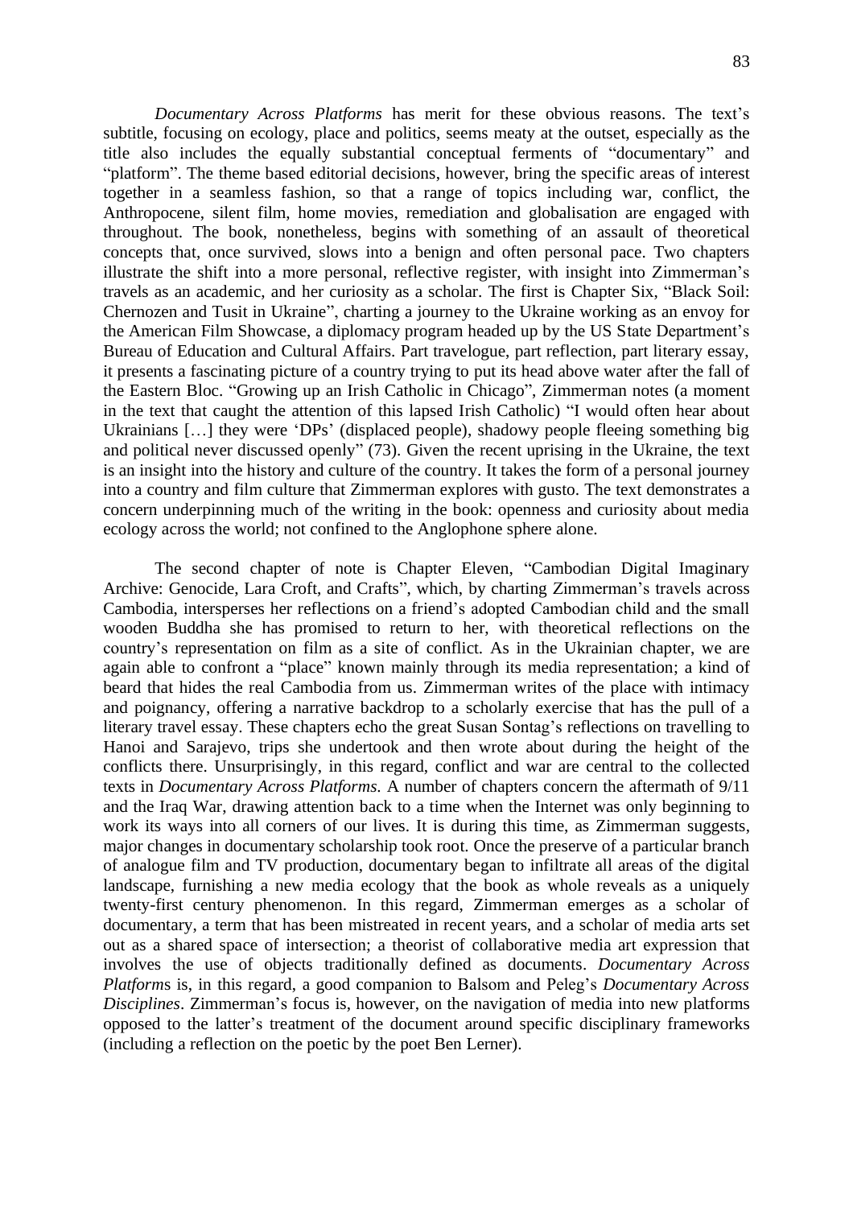*Documentary Across Platforms* has merit for these obvious reasons. The text's subtitle, focusing on ecology, place and politics, seems meaty at the outset, especially as the title also includes the equally substantial conceptual ferments of "documentary" and "platform". The theme based editorial decisions, however, bring the specific areas of interest together in a seamless fashion, so that a range of topics including war, conflict, the Anthropocene, silent film, home movies, remediation and globalisation are engaged with throughout. The book, nonetheless, begins with something of an assault of theoretical concepts that, once survived, slows into a benign and often personal pace. Two chapters illustrate the shift into a more personal, reflective register, with insight into Zimmerman's travels as an academic, and her curiosity as a scholar. The first is Chapter Six, "Black Soil: Chernozen and Tusit in Ukraine", charting a journey to the Ukraine working as an envoy for the American Film Showcase, a diplomacy program headed up by the US State Department's Bureau of Education and Cultural Affairs. Part travelogue, part reflection, part literary essay, it presents a fascinating picture of a country trying to put its head above water after the fall of the Eastern Bloc. "Growing up an Irish Catholic in Chicago", Zimmerman notes (a moment in the text that caught the attention of this lapsed Irish Catholic) "I would often hear about Ukrainians […] they were 'DPs' (displaced people), shadowy people fleeing something big and political never discussed openly" (73). Given the recent uprising in the Ukraine, the text is an insight into the history and culture of the country. It takes the form of a personal journey into a country and film culture that Zimmerman explores with gusto. The text demonstrates a concern underpinning much of the writing in the book: openness and curiosity about media ecology across the world; not confined to the Anglophone sphere alone.

The second chapter of note is Chapter Eleven, "Cambodian Digital Imaginary Archive: Genocide, Lara Croft, and Crafts", which, by charting Zimmerman's travels across Cambodia, intersperses her reflections on a friend's adopted Cambodian child and the small wooden Buddha she has promised to return to her, with theoretical reflections on the country's representation on film as a site of conflict. As in the Ukrainian chapter, we are again able to confront a "place" known mainly through its media representation; a kind of beard that hides the real Cambodia from us. Zimmerman writes of the place with intimacy and poignancy, offering a narrative backdrop to a scholarly exercise that has the pull of a literary travel essay. These chapters echo the great Susan Sontag's reflections on travelling to Hanoi and Sarajevo, trips she undertook and then wrote about during the height of the conflicts there. Unsurprisingly, in this regard, conflict and war are central to the collected texts in *Documentary Across Platforms.* A number of chapters concern the aftermath of 9/11 and the Iraq War, drawing attention back to a time when the Internet was only beginning to work its ways into all corners of our lives. It is during this time, as Zimmerman suggests, major changes in documentary scholarship took root. Once the preserve of a particular branch of analogue film and TV production, documentary began to infiltrate all areas of the digital landscape, furnishing a new media ecology that the book as whole reveals as a uniquely twenty-first century phenomenon. In this regard, Zimmerman emerges as a scholar of documentary, a term that has been mistreated in recent years, and a scholar of media arts set out as a shared space of intersection; a theorist of collaborative media art expression that involves the use of objects traditionally defined as documents. *Documentary Across Platforms* is, in this regard, a good companion to Balsom and Peleg's *Documentary Across Disciplines*. Zimmerman's focus is, however, on the navigation of media into new platforms opposed to the latter's treatment of the document around specific disciplinary frameworks (including a reflection on the poetic by the poet Ben Lerner).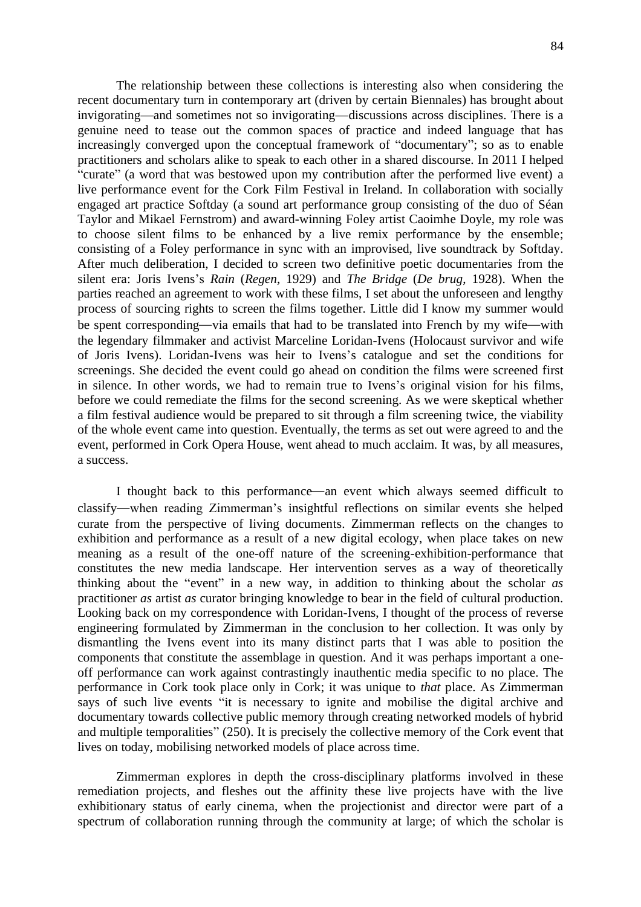The relationship between these collections is interesting also when considering the recent documentary turn in contemporary art (driven by certain Biennales) has brought about invigorating—and sometimes not so invigorating—discussions across disciplines. There is a genuine need to tease out the common spaces of practice and indeed language that has increasingly converged upon the conceptual framework of "documentary"; so as to enable practitioners and scholars alike to speak to each other in a shared discourse. In 2011 I helped "curate" (a word that was bestowed upon my contribution after the performed live event) a live performance event for the Cork Film Festival in Ireland. In collaboration with socially engaged art practice Softday (a sound art performance group consisting of the duo of Séan Taylor and Mikael Fernstrom) and award-winning Foley artist Caoimhe Doyle, my role was to choose silent films to be enhanced by a live remix performance by the ensemble; consisting of a Foley performance in sync with an improvised, live soundtrack by Softday. After much deliberation, I decided to screen two definitive poetic documentaries from the silent era: Joris Ivens's *Rain* (*Regen*, 1929) and *The Bridge* (*De brug*, 1928). When the parties reached an agreement to work with these films, I set about the unforeseen and lengthy process of sourcing rights to screen the films together. Little did I know my summer would be spent corresponding—via emails that had to be translated into French by my wife—with the legendary filmmaker and activist Marceline Loridan-Ivens (Holocaust survivor and wife of Joris Ivens). Loridan-Ivens was heir to Ivens's catalogue and set the conditions for screenings. She decided the event could go ahead on condition the films were screened first in silence. In other words, we had to remain true to Ivens's original vision for his films, before we could remediate the films for the second screening. As we were skeptical whether a film festival audience would be prepared to sit through a film screening twice, the viability of the whole event came into question. Eventually, the terms as set out were agreed to and the event, performed in Cork Opera House, went ahead to much acclaim. It was, by all measures, a success.

I thought back to this performance—an event which always seemed difficult to classify—when reading Zimmerman's insightful reflections on similar events she helped curate from the perspective of living documents. Zimmerman reflects on the changes to exhibition and performance as a result of a new digital ecology, when place takes on new meaning as a result of the one-off nature of the screening-exhibition-performance that constitutes the new media landscape. Her intervention serves as a way of theoretically thinking about the "event" in a new way, in addition to thinking about the scholar *as* practitioner *as* artist *as* curator bringing knowledge to bear in the field of cultural production. Looking back on my correspondence with Loridan-Ivens, I thought of the process of reverse engineering formulated by Zimmerman in the conclusion to her collection. It was only by dismantling the Ivens event into its many distinct parts that I was able to position the components that constitute the assemblage in question. And it was perhaps important a one-off performance can work against contrastingly inauthentic media specific to no place. The performance in Cork took place only in Cork; it was unique to *that* place. As Zimmerman says of such live events "it is necessary to ignite and mobilise the digital archive and documentary towards collective public memory through creating networked models of hybrid and multiple temporalities" (250). It is precisely the collective memory of the Cork event that lives on today, mobilising networked models of place across time.

Zimmerman explores in depth the cross-disciplinary platforms involved in these remediation projects, and fleshes out the affinity these live projects have with the live exhibitionary status of early cinema, when the projectionist and director were part of a spectrum of collaboration running through the community at large; of which the scholar is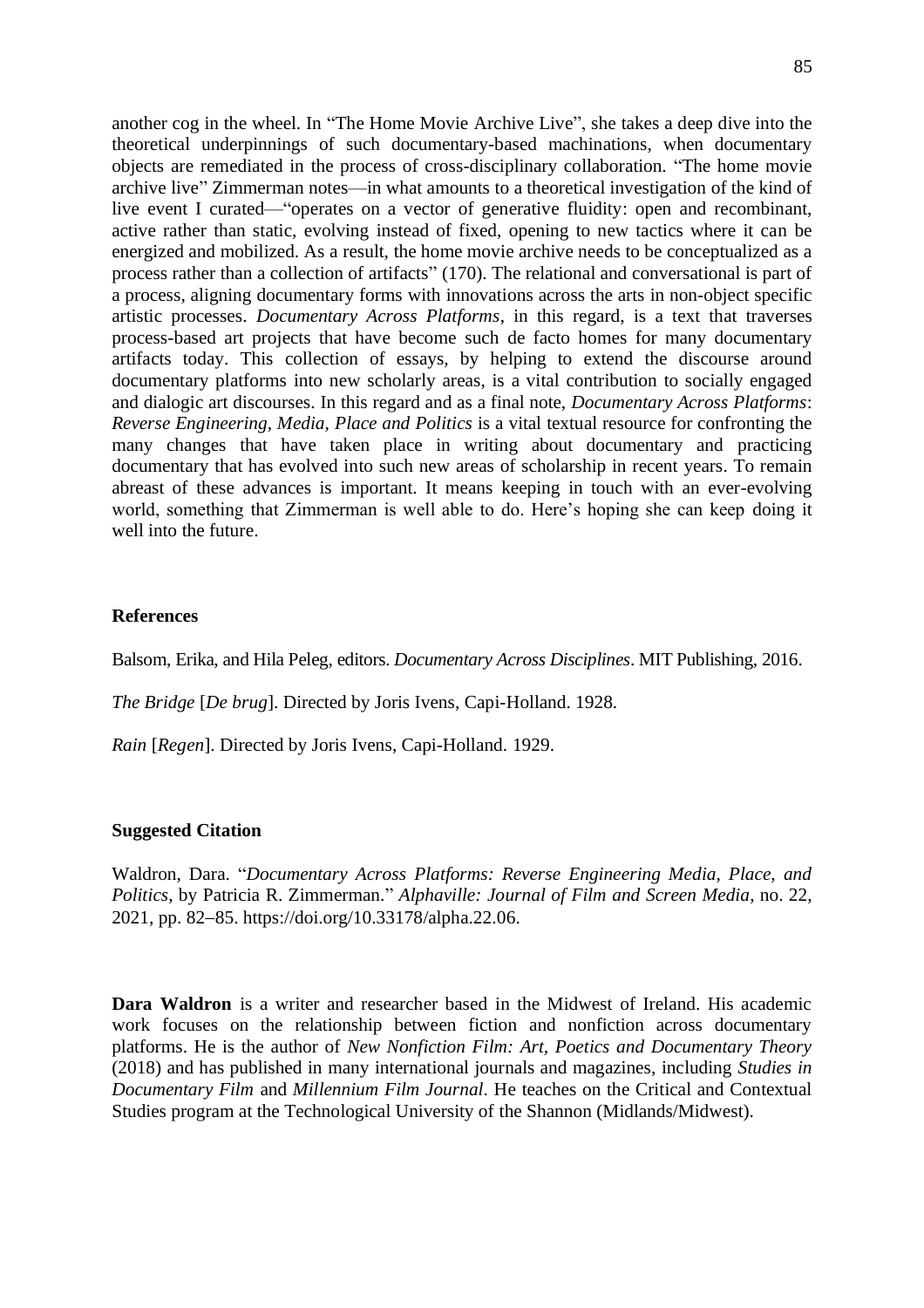another cog in the wheel. In "The Home Movie Archive Live", she takes a deep dive into the theoretical underpinnings of such documentary-based machinations, when documentary objects are remediated in the process of cross-disciplinary collaboration. "The home movie archive live" Zimmerman notes—in what amounts to a theoretical investigation of the kind of live event I curated—"operates on a vector of generative fluidity: open and recombinant, active rather than static, evolving instead of fixed, opening to new tactics where it can be energized and mobilized. As a result, the home movie archive needs to be conceptualized as a process rather than a collection of artifacts" (170). The relational and conversational is part of a process, aligning documentary forms with innovations across the arts in non-object specific artistic processes. *Documentary Across Platforms*, in this regard, is a text that traverses process-based art projects that have become such de facto homes for many documentary artifacts today. This collection of essays, by helping to extend the discourse around documentary platforms into new scholarly areas, is a vital contribution to socially engaged and dialogic art discourses. In this regard and as a final note, *Documentary Across Platforms*: *Reverse Engineering, Media, Place and Politics* is a vital textual resource for confronting the many changes that have taken place in writing about documentary and practicing documentary that has evolved into such new areas of scholarship in recent years. To remain abreast of these advances is important. It means keeping in touch with an ever-evolving world, something that Zimmerman is well able to do. Here's hoping she can keep doing it well into the future.

### References

Balsom, Erika, and Hila Peleg, editors. *Documentary Across Disciplines*. MIT Publishing, 2016.

*The Bridge* [*De brug*]. Directed by Joris Ivens, Capi-Holland. 1928.

*Rain* [*Regen*]. Directed by Joris Ivens, Capi-Holland. 1929.

### Suggested Citation

Waldron, Dara. "*Documentary Across Platforms: Reverse Engineering Media, Place, and Politics*, by Patricia R. Zimmerman." *Alphaville: Journal of Film and Screen Media*, no. 22, 2021, pp. 82–85. https://doi.org/10.33178/alpha.22.06.

**Dara Waldron** is a writer and researcher based in the Midwest of Ireland. His academic work focuses on the relationship between fiction and nonfiction across documentary platforms. He is the author of *New Nonfiction Film: Art, Poetics and Documentary Theory* (2018) and has published in many international journals and magazines, including *Studies in Documentary Film* and *Millennium Film Journal*. He teaches on the Critical and Contextual Studies program at the Technological University of the Shannon (Midlands/Midwest).